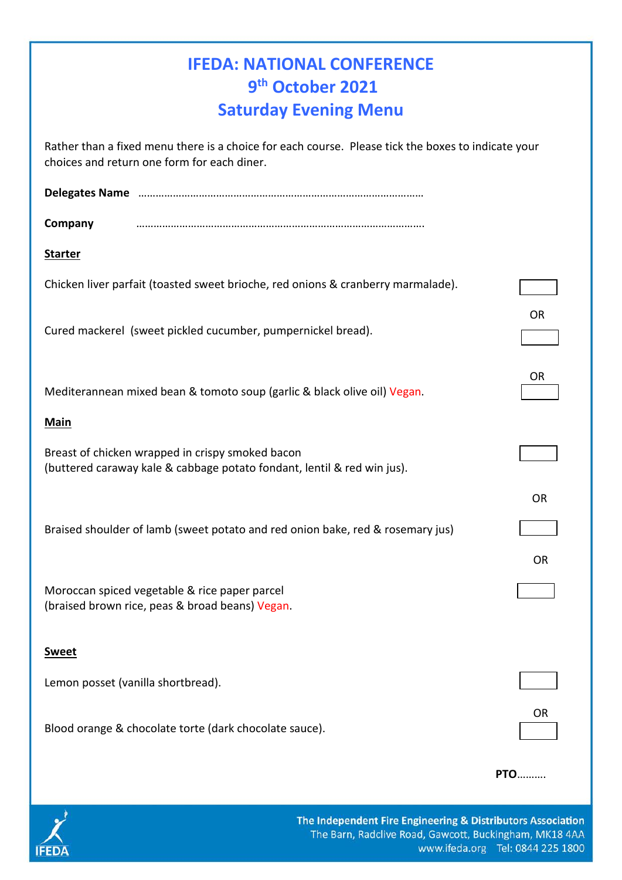# IFEDA: NATIONAL CONFERENCE

## 9th October 2021

## Saturday Evening Menu

Rather than a fixed menu there is a choice for each course. Please tick the boxes to indicate your choices and return one form for each diner.

**Delegates Name** …………………………………………………………………………………

**Company** ………………………………………………………………………………….

**Starter**

Chicken liver parfait (toasted sweet brioche, red onions & cranberry marmalade). ☐

OR

Cured mackerel (sweet pickled cucumber, pumpernickel bread). ☐

OR

Mediterannean mixed bean & tomoto soup (garlic & black olive oil) Vegan. ☐

**Main**

Breast of chicken wrapped in crispy smoked bacon
(buttered caraway kale & cabbage potato fondant, lentil & red win jus). ☐

OR

Braised shoulder of lamb (sweet potato and red onion bake, red & rosemary jus) ☐

OR

Moroccan spiced vegetable & rice paper parcel
(braised brown rice, peas & broad beans) Vegan. ☐

**Sweet**

Lemon posset (vanilla shortbread). ☐

OR

Blood orange & chocolate torte (dark chocolate sauce). ☐

**PTO**……….

**The Independent Fire Engineering & Distributors Association**
The Barn, Radclive Road, Gawcott, Buckingham, MK18 4AA
www.ifeda.org Tel: 0844 225 1800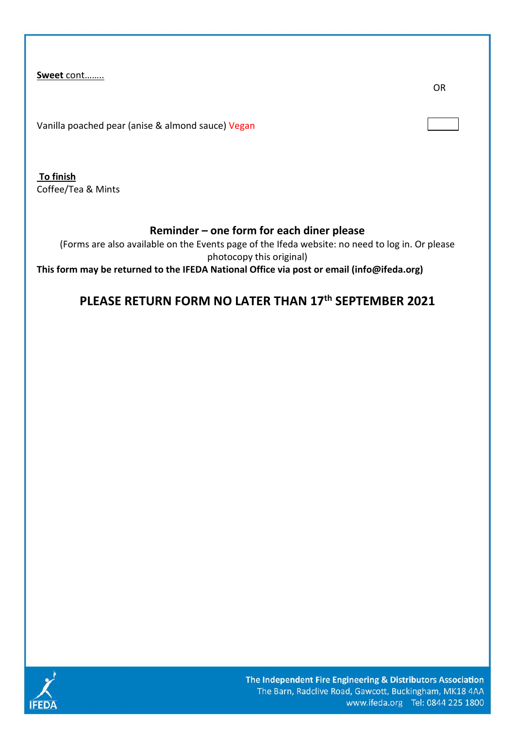**Sweet** cont……..

OR

Vanilla poached pear (anise & almond sauce) Vegan ☐

**To finish**

Coffee/Tea & Mints

**Reminder – one form for each diner please**

(Forms are also available on the Events page of the Ifeda website: no need to log in. Or please photocopy this original)

**This form may be returned to the IFEDA National Office via post or email (info@ifeda.org)**

## PLEASE RETURN FORM NO LATER THAN 17th SEPTEMBER 2021

IFEDA

**The Independent Fire Engineering & Distributors Association**
The Barn, Radclive Road, Gawcott, Buckingham, MK18 4AA
www.ifeda.org Tel: 0844 225 1800